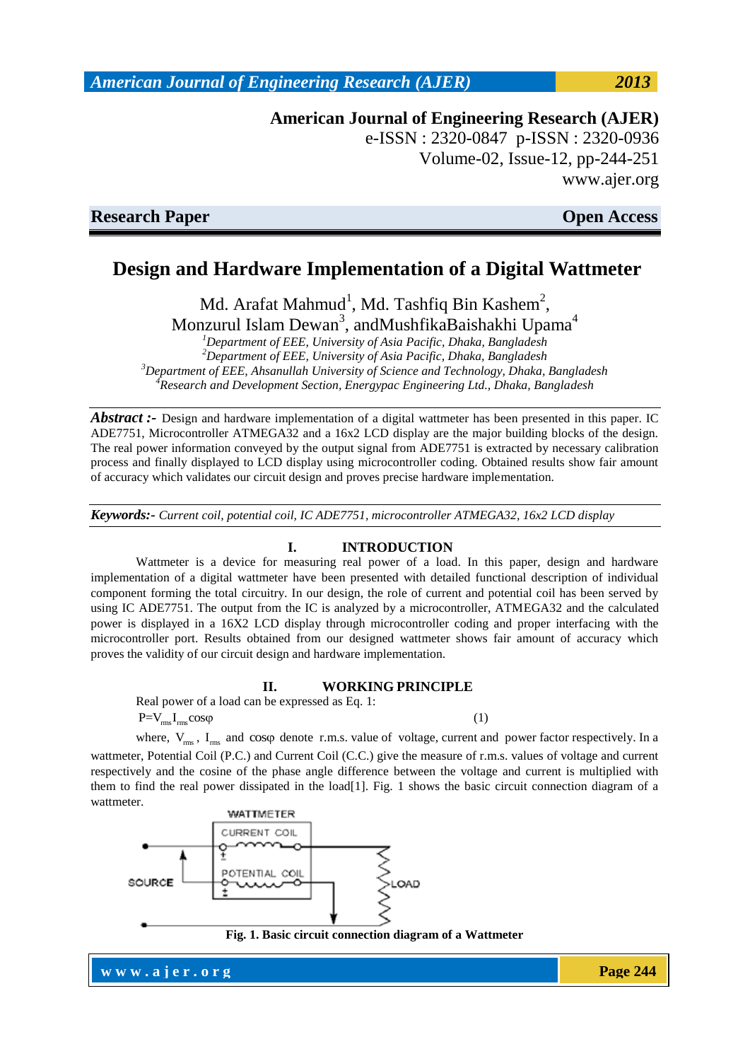# Design and Hardware Implementation of a Digital Wattmeter

Md. Arafat Mahmud[1], Md. Tashfiq Bin Kashem[2], Monzurul Islam Dewan[3], andMushfikaBaishakhi Upama[4]

[1]*Department of EEE, University of Asia Pacific, Dhaka, Bangladesh*
[2]*Department of EEE, University of Asia Pacific, Dhaka, Bangladesh*
[3]*Department of EEE, Ahsanullah University of Science and Technology, Dhaka, Bangladesh*
[4]*Research and Development Section, Energypac Engineering Ltd., Dhaka, Bangladesh*

***Abstract :-*** Design and hardware implementation of a digital wattmeter has been presented in this paper. IC ADE7751, Microcontroller ATMEGA32 and a 16x2 LCD display are the major building blocks of the design. The real power information conveyed by the output signal from ADE7751 is extracted by necessary calibration process and finally displayed to LCD display using microcontroller coding. Obtained results show fair amount of accuracy which validates our circuit design and proves precise hardware implementation.

***Keywords:-*** *Current coil, potential coil, IC ADE7751, microcontroller ATMEGA32, 16x2 LCD display*

## I. INTRODUCTION

Wattmeter is a device for measuring real power of a load. In this paper, design and hardware implementation of a digital wattmeter have been presented with detailed functional description of individual component forming the total circuitry. In our design, the role of current and potential coil has been served by using IC ADE7751. The output from the IC is analyzed by a microcontroller, ATMEGA32 and the calculated power is displayed in a 16X2 LCD display through microcontroller coding and proper interfacing with the microcontroller port. Results obtained from our designed wattmeter shows fair amount of accuracy which proves the validity of our circuit design and hardware implementation.

## II. WORKING PRINCIPLE

Real power of a load can be expressed as Eq. 1:

$$P = V_{rms} I_{rms} \cos\varphi \quad (1)$$

where, $V_{rms}$, $I_{rms}$ and $\cos\varphi$ denote r.m.s. value of voltage, current and power factor respectively. In a wattmeter, Potential Coil (P.C.) and Current Coil (C.C.) give the measure of r.m.s. values of voltage and current respectively and the cosine of the phase angle difference between the voltage and current is multiplied with them to find the real power dissipated in the load[1]. Fig. 1 shows the basic circuit connection diagram of a wattmeter.

**Fig. 1. Basic circuit connection diagram of a Wattmeter**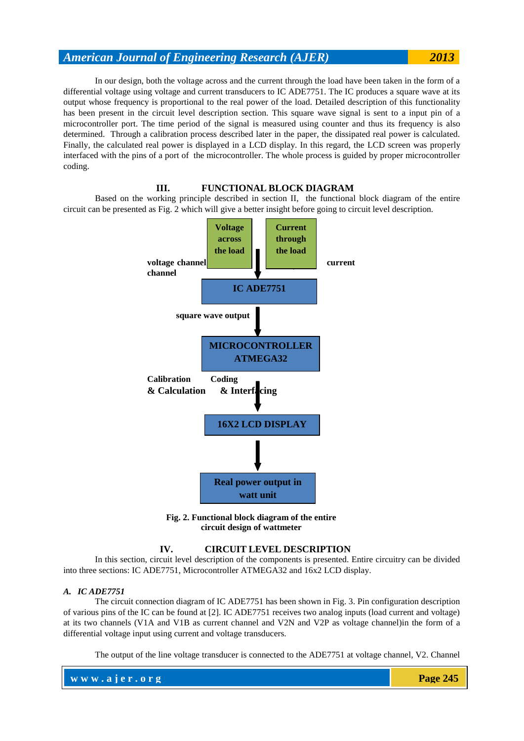In our design, both the voltage across and the current through the load have been taken in the form of a differential voltage using voltage and current transducers to IC ADE7751. The IC produces a square wave at its output whose frequency is proportional to the real power of the load. Detailed description of this functionality has been present in the circuit level description section. This square wave signal is sent to a input pin of a microcontroller port. The time period of the signal is measured using counter and thus its frequency is also determined. Through a calibration process described later in the paper, the dissipated real power is calculated. Finally, the calculated real power is displayed in a LCD display. In this regard, the LCD screen was properly interfaced with the pins of a port of the microcontroller. The whole process is guided by proper microcontroller coding.

## III. FUNCTIONAL BLOCK DIAGRAM

Based on the working principle described in section II, the functional block diagram of the entire circuit can be presented as Fig. 2 which will give a better insight before going to circuit level description.

Voltage across the load | Current through the load

voltage channel | current channel

IC ADE7751

square wave output

MICROCONTROLLER ATMEGA32

Calibration & Calculation | Coding & Interfacing

16X2 LCD DISPLAY

Real power output in watt unit

**Fig. 2. Functional block diagram of the entire circuit design of wattmeter**

## IV. CIRCUIT LEVEL DESCRIPTION

In this section, circuit level description of the components is presented. Entire circuitry can be divided into three sections: IC ADE7751, Microcontroller ATMEGA32 and 16x2 LCD display.

### *A. IC ADE7751*

The circuit connection diagram of IC ADE7751 has been shown in Fig. 3. Pin configuration description of various pins of the IC can be found at [2]. IC ADE7751 receives two analog inputs (load current and voltage) at its two channels (V1A and V1B as current channel and V2N and V2P as voltage channel)in the form of a differential voltage input using current and voltage transducers.

The output of the line voltage transducer is connected to the ADE7751 at voltage channel, V2. Channel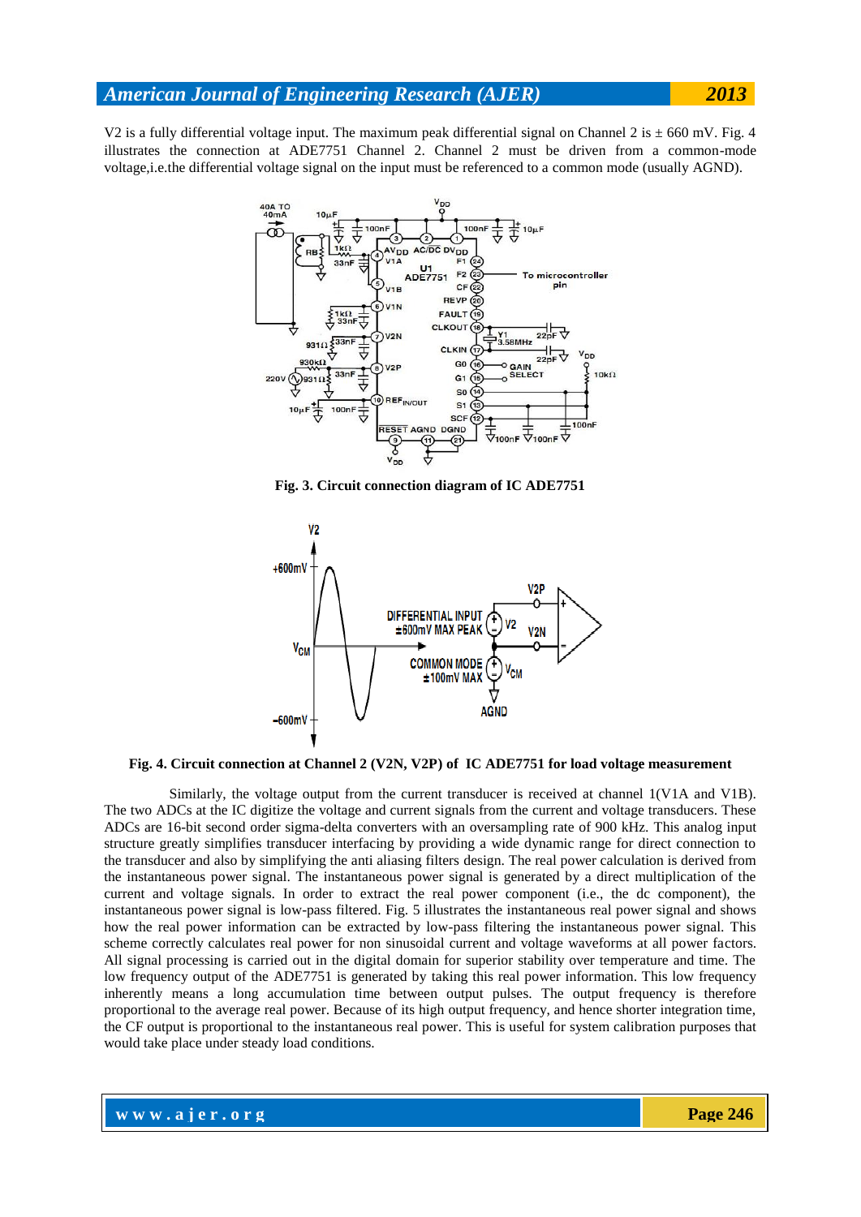V2 is a fully differential voltage input. The maximum peak differential signal on Channel 2 is ± 660 mV. Fig. 4 illustrates the connection at ADE7751 Channel 2. Channel 2 must be driven from a common-mode voltage,i.e.the differential voltage signal on the input must be referenced to a common mode (usually AGND).

**Fig. 3. Circuit connection diagram of IC ADE7751**

**Fig. 4. Circuit connection at Channel 2 (V2N, V2P) of IC ADE7751 for load voltage measurement**

Similarly, the voltage output from the current transducer is received at channel 1(V1A and V1B). The two ADCs at the IC digitize the voltage and current signals from the current and voltage transducers. These ADCs are 16-bit second order sigma-delta converters with an oversampling rate of 900 kHz. This analog input structure greatly simplifies transducer interfacing by providing a wide dynamic range for direct connection to the transducer and also by simplifying the anti aliasing filters design. The real power calculation is derived from the instantaneous power signal. The instantaneous power signal is generated by a direct multiplication of the current and voltage signals. In order to extract the real power component (i.e., the dc component), the instantaneous power signal is low-pass filtered. Fig. 5 illustrates the instantaneous real power signal and shows how the real power information can be extracted by low-pass filtering the instantaneous power signal. This scheme correctly calculates real power for non sinusoidal current and voltage waveforms at all power factors. All signal processing is carried out in the digital domain for superior stability over temperature and time. The low frequency output of the ADE7751 is generated by taking this real power information. This low frequency inherently means a long accumulation time between output pulses. The output frequency is therefore proportional to the average real power. Because of its high output frequency, and hence shorter integration time, the CF output is proportional to the instantaneous real power. This is useful for system calibration purposes that would take place under steady load conditions.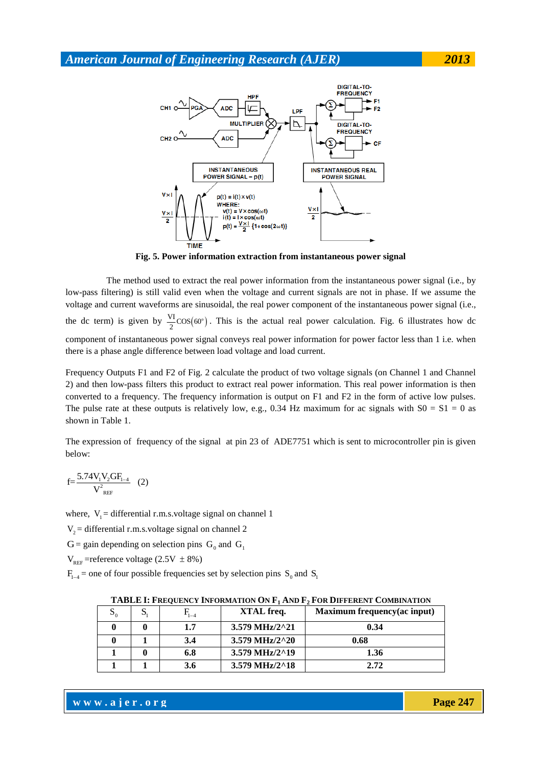Fig. 5. Power information extraction from instantaneous power signal

The method used to extract the real power information from the instantaneous power signal (i.e., by low-pass filtering) is still valid even when the voltage and current signals are not in phase. If we assume the voltage and current waveforms are sinusoidal, the real power component of the instantaneous power signal (i.e., the dc term) is given by $\frac{VI}{2}\cos(60^{\circ})$. This is the actual real power calculation. Fig. 6 illustrates how dc component of instantaneous power signal conveys real power information for power factor less than 1 i.e. when there is a phase angle difference between load voltage and load current.

Frequency Outputs F1 and F2 of Fig. 2 calculate the product of two voltage signals (on Channel 1 and Channel 2) and then low-pass filters this product to extract real power information. This real power information is then converted to a frequency. The frequency information is output on F1 and F2 in the form of active low pulses. The pulse rate at these outputs is relatively low, e.g., 0.34 Hz maximum for ac signals with S0 = S1 = 0 as shown in Table 1.

The expression of frequency of the signal at pin 23 of ADE7751 which is sent to microcontroller pin is given below:

$$f = \frac{5.74 V_1 V_2 G F_{1-4}}{V^2_{REF}} \quad (2)$$

where, $V_1$ = differential r.m.s.voltage signal on channel 1

$V_2$ = differential r.m.s.voltage signal on channel 2

$G$ = gain depending on selection pins $G_0$ and $G_1$

$V_{REF}$ =reference voltage (2.5V $\pm$ 8%)

$F_{1-4}$ = one of four possible frequencies set by selection pins $S_0$ and $S_1$

**TABLE I: Frequency Information On $F_1$ And $F_2$ For Different Combination**

| $S_0$ | $S_1$ | $F_{1-4}$ | XTAL freq. | Maximum frequency(ac input) |
|---|---|---|---|---|
| **0** | **0** | **1.7** | **3.579 MHz/2^21** | **0.34** |
| **0** | **1** | **3.4** | **3.579 MHz/2^20** | **0.68** |
| **1** | **0** | **6.8** | **3.579 MHz/2^19** | **1.36** |
| **1** | **1** | **3.6** | **3.579 MHz/2^18** | **2.72** |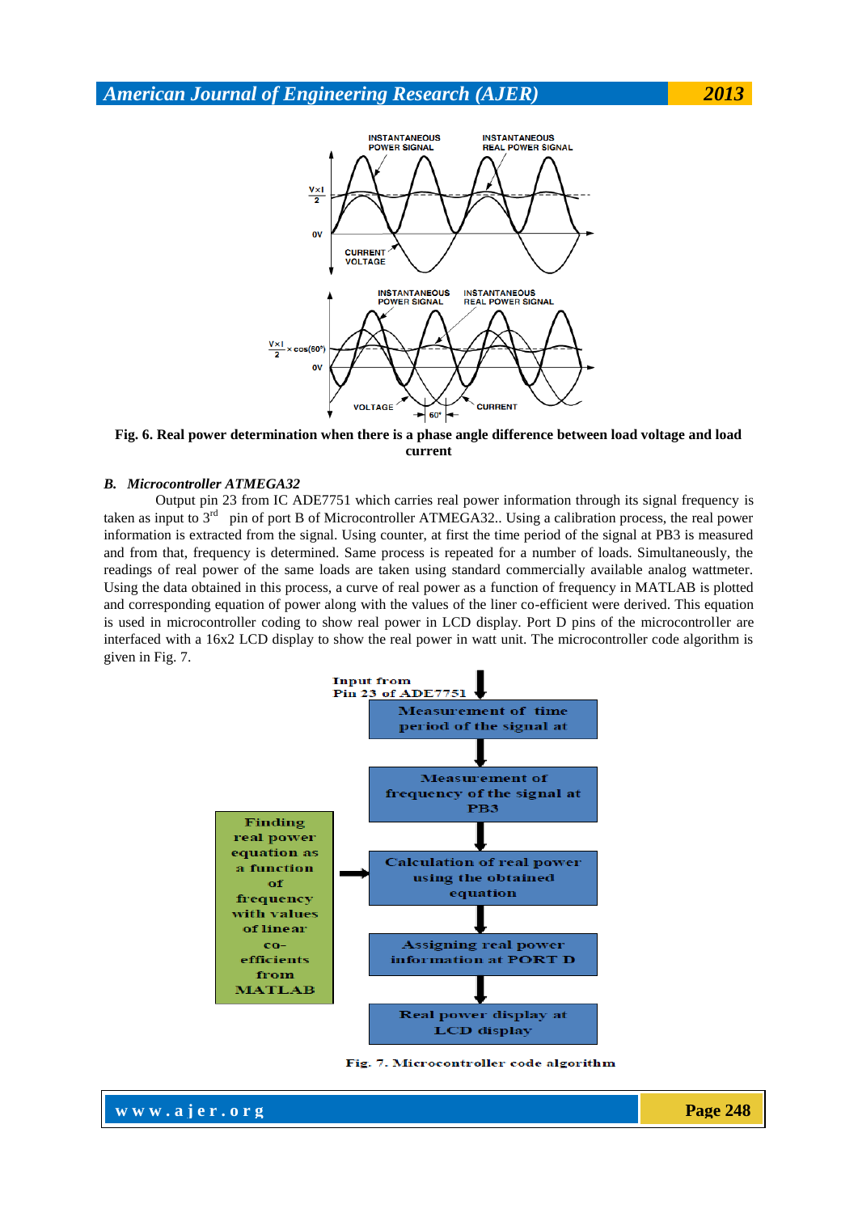Fig. 6. **Real power determination when there is a phase angle difference between load voltage and load current**

### *B. Microcontroller ATMEGA32*

Output pin 23 from IC ADE7751 which carries real power information through its signal frequency is taken as input to 3rd pin of port B of Microcontroller ATMEGA32.. Using a calibration process, the real power information is extracted from the signal. Using counter, at first the time period of the signal at PB3 is measured and from that, frequency is determined. Same process is repeated for a number of loads. Simultaneously, the readings of real power of the same loads are taken using standard commercially available analog wattmeter. Using the data obtained in this process, a curve of real power as a function of frequency in MATLAB is plotted and corresponding equation of power along with the values of the liner co-efficient were derived. This equation is used in microcontroller coding to show real power in LCD display. Port D pins of the microcontroller are interfaced with a 16x2 LCD display to show the real power in watt unit. The microcontroller code algorithm is given in Fig. 7.

Fig. 7. Microcontroller code algorithm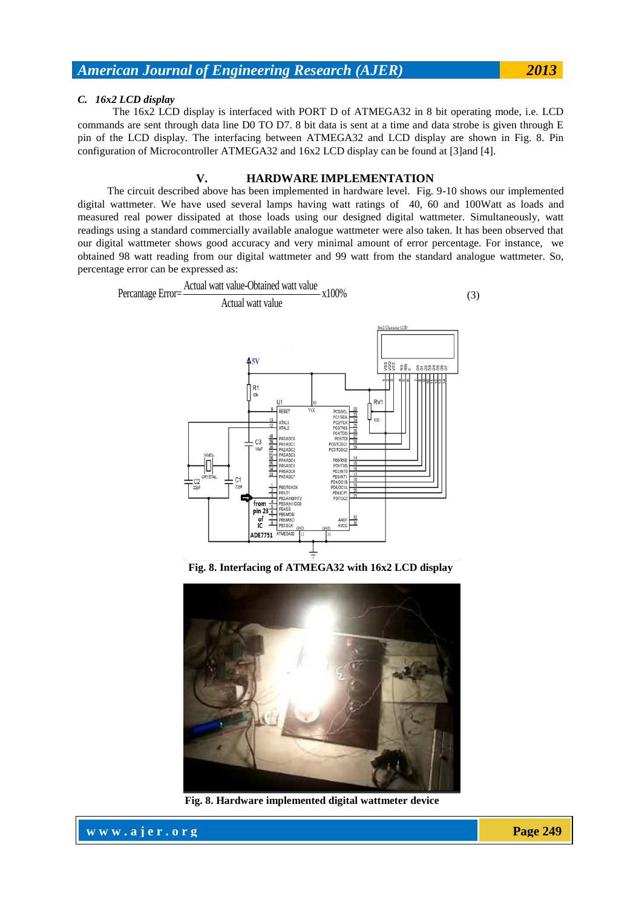### *C. 16x2 LCD display*

The 16x2 LCD display is interfaced with PORT D of ATMEGA32 in 8 bit operating mode, i.e. LCD commands are sent through data line D0 TO D7. 8 bit data is sent at a time and data strobe is given through E pin of the LCD display. The interfacing between ATMEGA32 and LCD display are shown in Fig. 8. Pin configuration of Microcontroller ATMEGA32 and 16x2 LCD display can be found at [3]and [4].

## V. HARDWARE IMPLEMENTATION

The circuit described above has been implemented in hardware level. Fig. 9-10 shows our implemented digital wattmeter. We have used several lamps having watt ratings of 40, 60 and 100Watt as loads and measured real power dissipated at those loads using our designed digital wattmeter. Simultaneously, watt readings using a standard commercially available analogue wattmeter were also taken. It has been observed that our digital wattmeter shows good accuracy and very minimal amount of error percentage. For instance, we obtained 98 watt reading from our digital wattmeter and 99 watt from the standard analogue wattmeter. So, percentage error can be expressed as:

$$\text{Percantage Error}=\frac{\text{Actual watt value-Obtained watt value}}{\text{Actual watt value}}\text{x100\%} \tag{3}$$

**Fig. 8. Interfacing of ATMEGA32 with 16x2 LCD display**

**Fig. 8. Hardware implemented digital wattmeter device**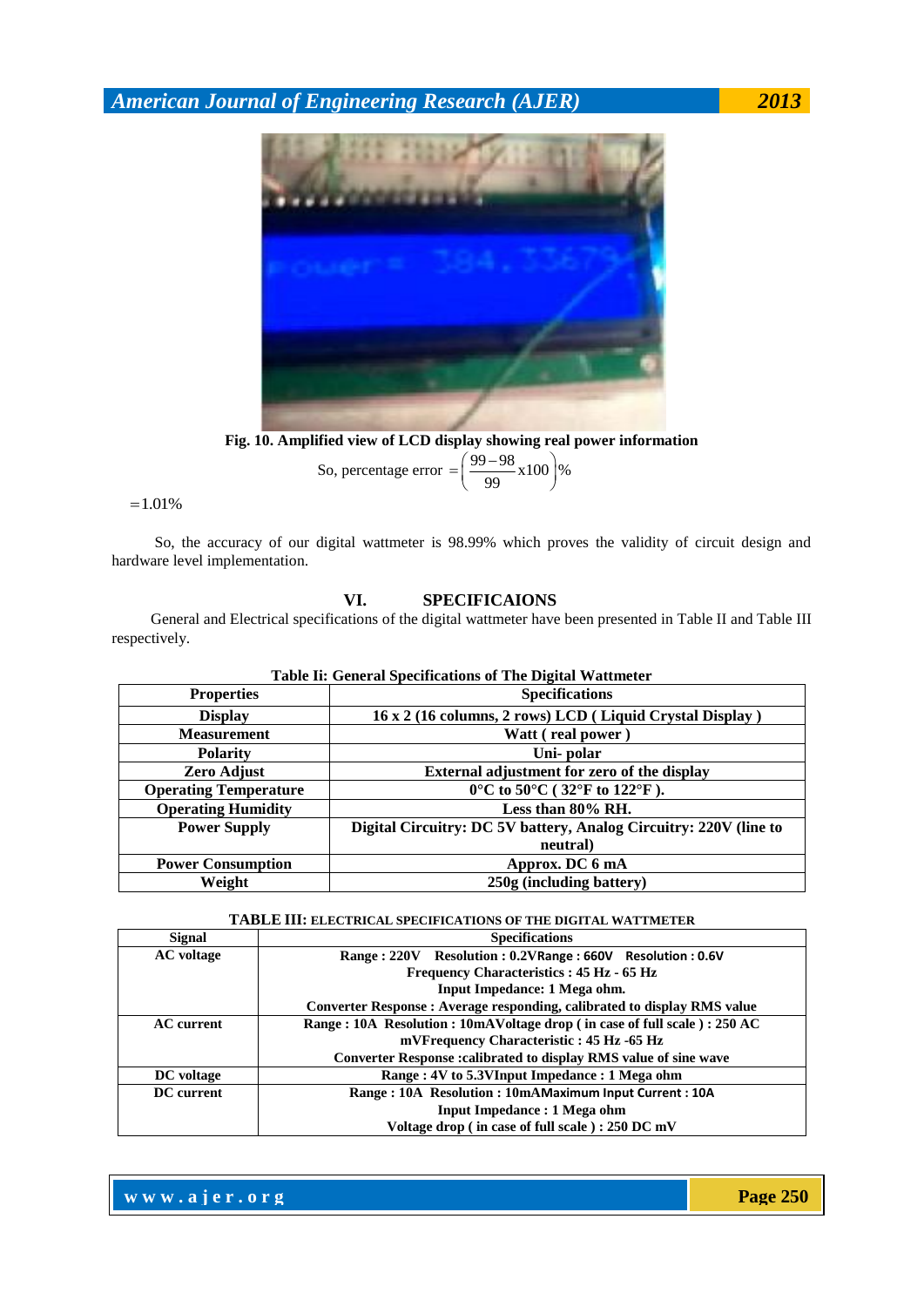Fig. 10. Amplified view of LCD display showing real power information

$$\text{So, percentage error } = \left(\frac{99-98}{99}\text{x}100\right)\%$$

$=1.01\%$

So, the accuracy of our digital wattmeter is 98.99% which proves the validity of circuit design and hardware level implementation.

## VI. SPECIFICAIONS

General and Electrical specifications of the digital wattmeter have been presented in Table II and Table III respectively.

**Table Ii: General Specifications of The Digital Wattmeter**

| Properties | Specifications |
|---|---|
| Display | 16 x 2 (16 columns, 2 rows) LCD ( Liquid Crystal Display ) |
| Measurement | Watt ( real power ) |
| Polarity | Uni- polar |
| Zero Adjust | External adjustment for zero of the display |
| Operating Temperature | 0°C to 50°C ( 32°F to 122°F ). |
| Operating Humidity | Less than 80% RH. |
| Power Supply | Digital Circuitry: DC 5V battery, Analog Circuitry: 220V (line to neutral) |
| Power Consumption | Approx. DC 6 mA |
| Weight | 250g (including battery) |

**TABLE III: ELECTRICAL SPECIFICATIONS OF THE DIGITAL WATTMETER**

| Signal | Specifications |
|---|---|
| AC voltage | Range : 220V Resolution : 0.2VRange : 660V Resolution : 0.6V<br>Frequency Characteristics : 45 Hz - 65 Hz<br>Input Impedance: 1 Mega ohm.<br>Converter Response : Average responding, calibrated to display RMS value |
| AC current | Range : 10A Resolution : 10mAVoltage drop ( in case of full scale ) : 250 AC mVFrequency Characteristic : 45 Hz -65 Hz<br>Converter Response :calibrated to display RMS value of sine wave |
| DC voltage | Range : 4V to 5.3VInput Impedance : 1 Mega ohm |
| DC current | Range : 10A Resolution : 10mAMaximum Input Current : 10A<br>Input Impedance : 1 Mega ohm<br>Voltage drop ( in case of full scale ) : 250 DC mV |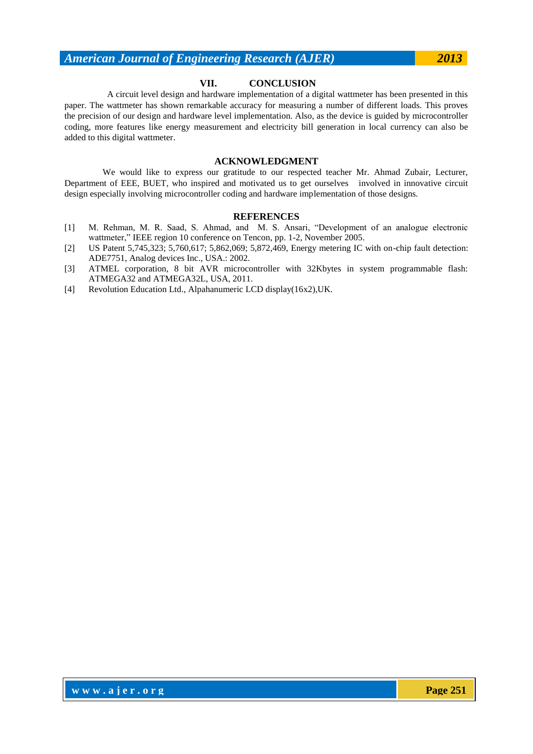## VII. CONCLUSION

A circuit level design and hardware implementation of a digital wattmeter has been presented in this paper. The wattmeter has shown remarkable accuracy for measuring a number of different loads. This proves the precision of our design and hardware level implementation. Also, as the device is guided by microcontroller coding, more features like energy measurement and electricity bill generation in local currency can also be added to this digital wattmeter.

## ACKNOWLEDGMENT

We would like to express our gratitude to our respected teacher Mr. Ahmad Zubair, Lecturer, Department of EEE, BUET, who inspired and motivated us to get ourselves involved in innovative circuit design especially involving microcontroller coding and hardware implementation of those designs.

## REFERENCES

[1] M. Rehman, M. R. Saad, S. Ahmad, and M. S. Ansari, "Development of an analogue electronic wattmeter," IEEE region 10 conference on Tencon, pp. 1-2, November 2005.

[2] US Patent 5,745,323; 5,760,617; 5,862,069; 5,872,469, Energy metering IC with on-chip fault detection: ADE7751, Analog devices Inc., USA.: 2002.

[3] ATMEL corporation, 8 bit AVR microcontroller with 32Kbytes in system programmable flash: ATMEGA32 and ATMEGA32L, USA, 2011.

[4] Revolution Education Ltd., Alpahanumeric LCD display(16x2),UK.